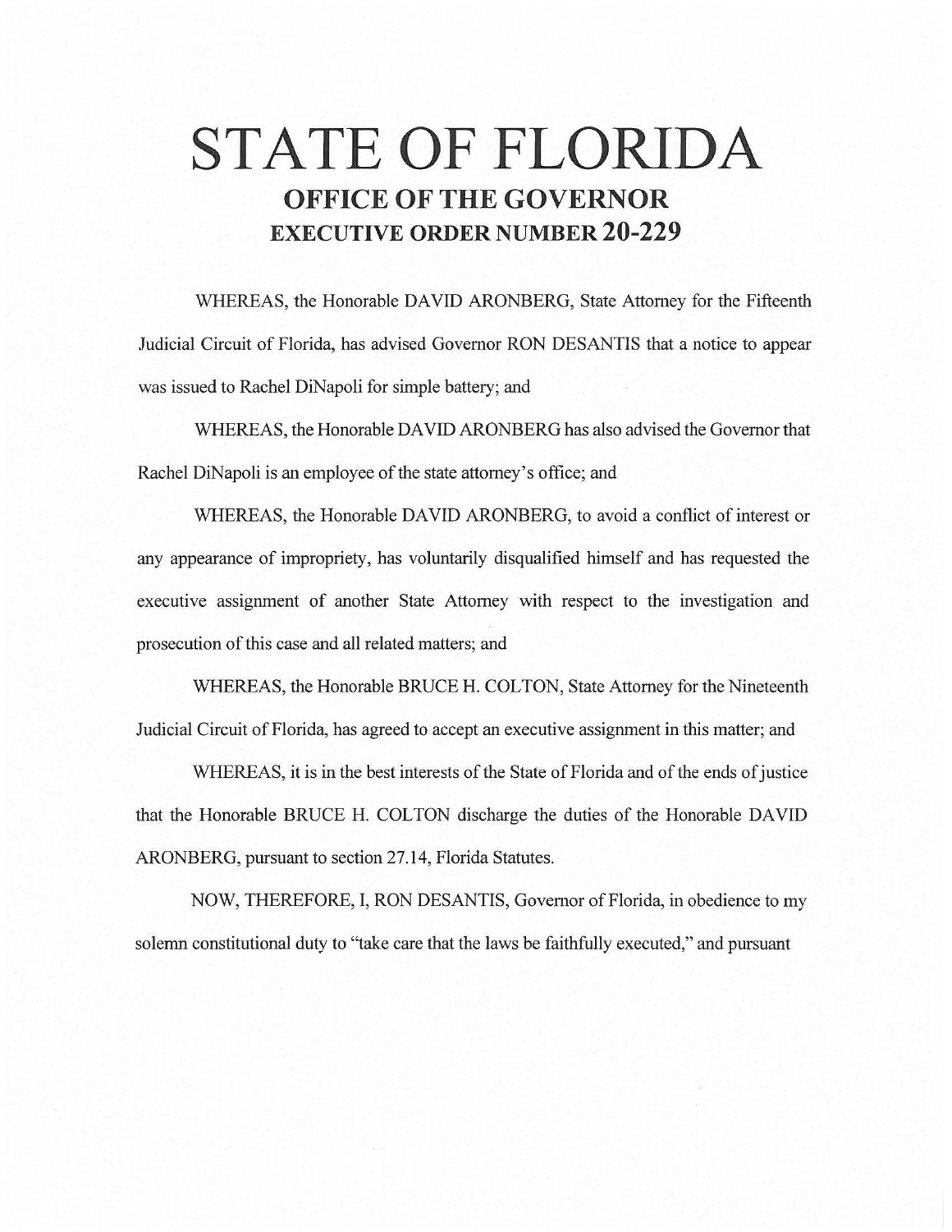# STATE OF FLORIDA

## OFFICE OF THE GOVERNOR

## EXECUTIVE ORDER NUMBER 20-229

WHEREAS, the Honorable DAVID ARONBERG, State Attorney for the Fifteenth Judicial Circuit of Florida, has advised Governor RON DESANTIS that a notice to appear was issued to Rachel DiNapoli for simple battery; and

WHEREAS, the Honorable DAVID ARONBERG has also advised the Governor that Rachel DiNapoli is an employee of the state attorney's office; and

WHEREAS, the Honorable DAVID ARONBERG, to avoid a conflict of interest or any appearance of impropriety, has voluntarily disqualified himself and has requested the executive assignment of another State Attorney with respect to the investigation and prosecution of this case and all related matters; and

WHEREAS, the Honorable BRUCE H. COLTON, State Attorney for the Nineteenth Judicial Circuit of Florida, has agreed to accept an executive assignment in this matter; and

WHEREAS, it is in the best interests of the State of Florida and of the ends of justice that the Honorable BRUCE H. COLTON discharge the duties of the Honorable DAVID ARONBERG, pursuant to section 27.14, Florida Statutes.

NOW, THEREFORE, I, RON DESANTIS, Governor of Florida, in obedience to my solemn constitutional duty to "take care that the laws be faithfully executed," and pursuant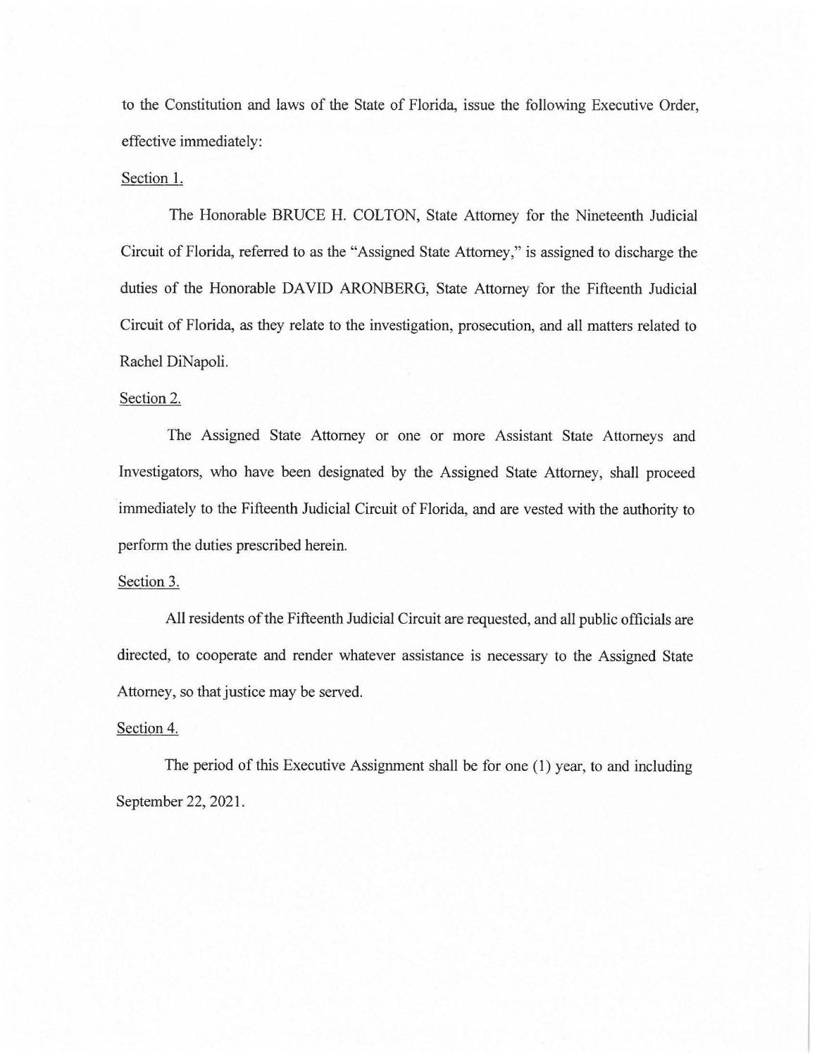to the Constitution and laws of the State of Florida, issue the following Executive Order, effective immediately:

Section 1.

The Honorable BRUCE H. COLTON, State Attorney for the Nineteenth Judicial Circuit of Florida, referred to as the "Assigned State Attorney," is assigned to discharge the duties of the Honorable DAVID ARONBERG, State Attorney for the Fifteenth Judicial Circuit of Florida, as they relate to the investigation, prosecution, and all matters related to Rachel DiNapoli.

Section 2.

The Assigned State Attorney or one or more Assistant State Attorneys and Investigators, who have been designated by the Assigned State Attorney, shall proceed immediately to the Fifteenth Judicial Circuit of Florida, and are vested with the authority to perform the duties prescribed herein.

Section 3.

All residents of the Fifteenth Judicial Circuit are requested, and all public officials are directed, to cooperate and render whatever assistance is necessary to the Assigned State Attorney, so that justice may be served.

Section 4.

The period of this Executive Assignment shall be for one (1) year, to and including September 22, 2021.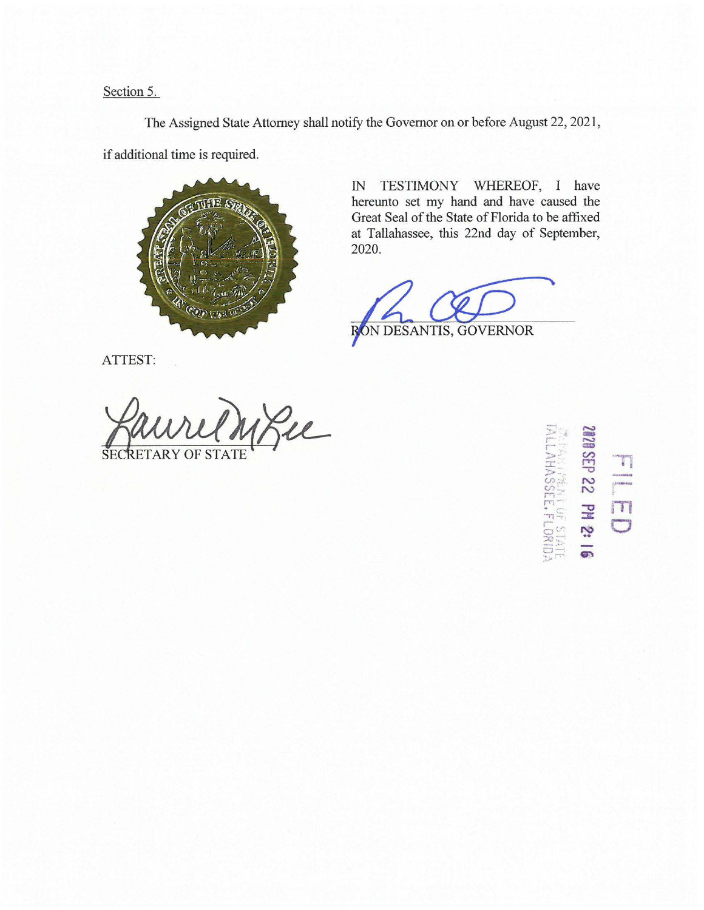Section 5.

The Assigned State Attorney shall notify the Governor on or before August 22, 2021, if additional time is required.

IN TESTIMONY WHEREOF, I have hereunto set my hand and have caused the Great Seal of the State of Florida to be affixed at Tallahassee, this 22nd day of September, 2020.

RON DESANTIS, GOVERNOR

ATTEST:

SECRETARY OF STATE

FILED

2020 SEP 22 PM 2: 16

DEPARTMENT OF STATE
TALLAHASSEE, FLORIDA